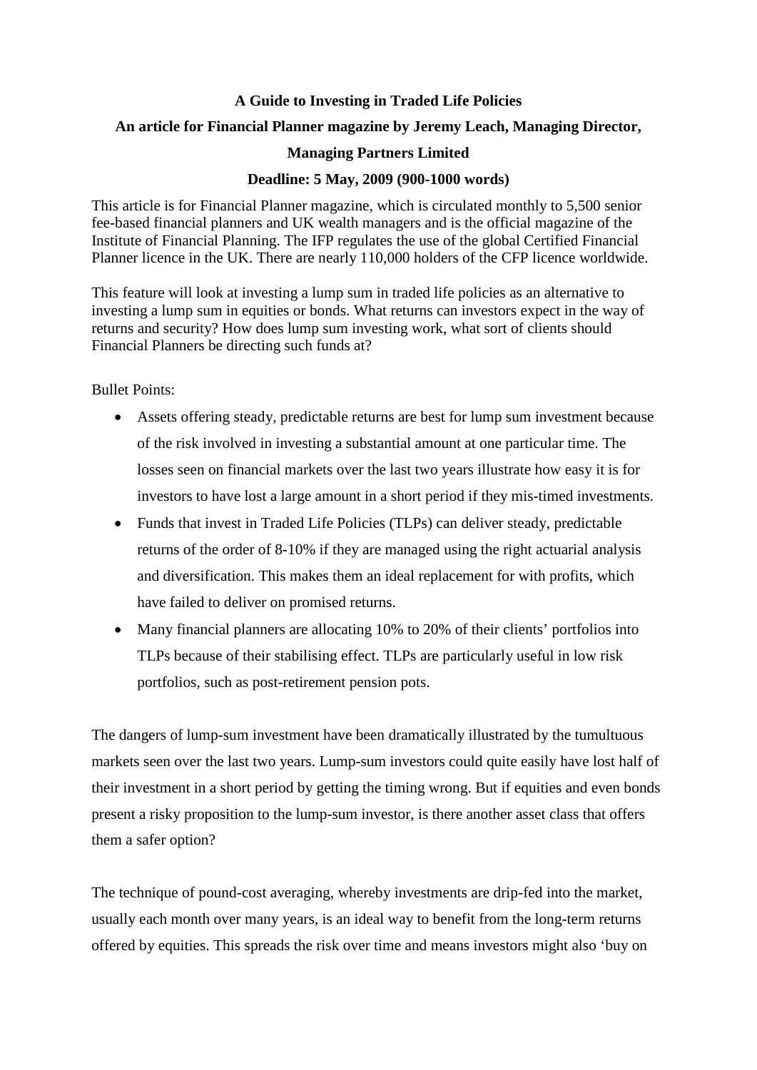**A Guide to Investing in Traded Life Policies**

**An article for Financial Planner magazine by Jeremy Leach, Managing Director, Managing Partners Limited**

**Deadline: 5 May, 2009 (900-1000 words)**

This article is for Financial Planner magazine, which is circulated monthly to 5,500 senior fee-based financial planners and UK wealth managers and is the official magazine of the Institute of Financial Planning. The IFP regulates the use of the global Certified Financial Planner licence in the UK. There are nearly 110,000 holders of the CFP licence worldwide.

This feature will look at investing a lump sum in traded life policies as an alternative to investing a lump sum in equities or bonds. What returns can investors expect in the way of returns and security? How does lump sum investing work, what sort of clients should Financial Planners be directing such funds at?

Bullet Points:

- Assets offering steady, predictable returns are best for lump sum investment because of the risk involved in investing a substantial amount at one particular time. The losses seen on financial markets over the last two years illustrate how easy it is for investors to have lost a large amount in a short period if they mis-timed investments.
- Funds that invest in Traded Life Policies (TLPs) can deliver steady, predictable returns of the order of 8-10% if they are managed using the right actuarial analysis and diversification. This makes them an ideal replacement for with profits, which have failed to deliver on promised returns.
- Many financial planners are allocating 10% to 20% of their clients' portfolios into TLPs because of their stabilising effect. TLPs are particularly useful in low risk portfolios, such as post-retirement pension pots.

The dangers of lump-sum investment have been dramatically illustrated by the tumultuous markets seen over the last two years. Lump-sum investors could quite easily have lost half of their investment in a short period by getting the timing wrong. But if equities and even bonds present a risky proposition to the lump-sum investor, is there another asset class that offers them a safer option?

The technique of pound-cost averaging, whereby investments are drip-fed into the market, usually each month over many years, is an ideal way to benefit from the long-term returns offered by equities. This spreads the risk over time and means investors might also 'buy on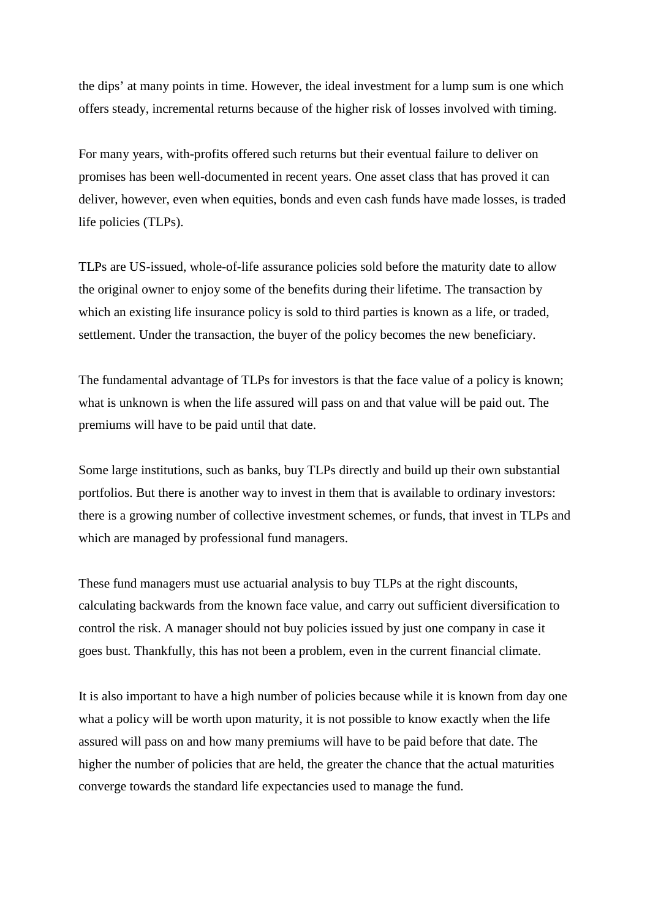the dips' at many points in time. However, the ideal investment for a lump sum is one which offers steady, incremental returns because of the higher risk of losses involved with timing.

For many years, with-profits offered such returns but their eventual failure to deliver on promises has been well-documented in recent years. One asset class that has proved it can deliver, however, even when equities, bonds and even cash funds have made losses, is traded life policies (TLPs).

TLPs are US-issued, whole-of-life assurance policies sold before the maturity date to allow the original owner to enjoy some of the benefits during their lifetime. The transaction by which an existing life insurance policy is sold to third parties is known as a life, or traded, settlement. Under the transaction, the buyer of the policy becomes the new beneficiary.

The fundamental advantage of TLPs for investors is that the face value of a policy is known; what is unknown is when the life assured will pass on and that value will be paid out. The premiums will have to be paid until that date.

Some large institutions, such as banks, buy TLPs directly and build up their own substantial portfolios. But there is another way to invest in them that is available to ordinary investors: there is a growing number of collective investment schemes, or funds, that invest in TLPs and which are managed by professional fund managers.

These fund managers must use actuarial analysis to buy TLPs at the right discounts, calculating backwards from the known face value, and carry out sufficient diversification to control the risk. A manager should not buy policies issued by just one company in case it goes bust. Thankfully, this has not been a problem, even in the current financial climate.

It is also important to have a high number of policies because while it is known from day one what a policy will be worth upon maturity, it is not possible to know exactly when the life assured will pass on and how many premiums will have to be paid before that date. The higher the number of policies that are held, the greater the chance that the actual maturities converge towards the standard life expectancies used to manage the fund.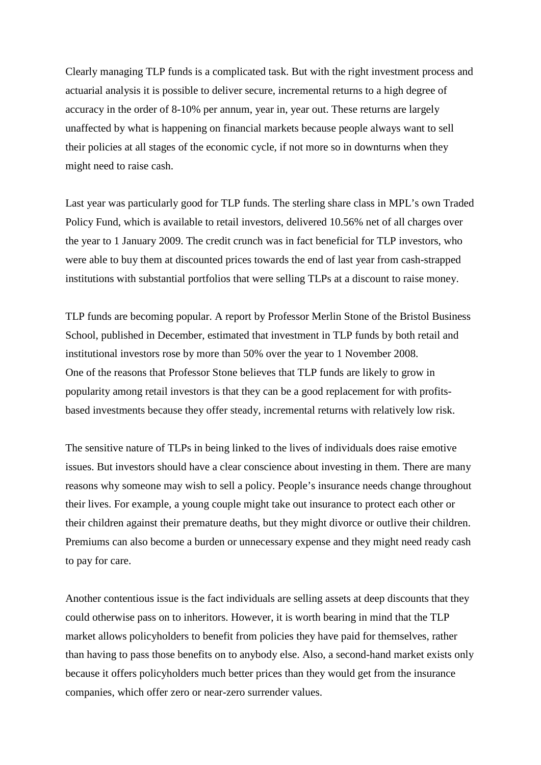Clearly managing TLP funds is a complicated task. But with the right investment process and actuarial analysis it is possible to deliver secure, incremental returns to a high degree of accuracy in the order of 8-10% per annum, year in, year out. These returns are largely unaffected by what is happening on financial markets because people always want to sell their policies at all stages of the economic cycle, if not more so in downturns when they might need to raise cash.

Last year was particularly good for TLP funds. The sterling share class in MPL's own Traded Policy Fund, which is available to retail investors, delivered 10.56% net of all charges over the year to 1 January 2009. The credit crunch was in fact beneficial for TLP investors, who were able to buy them at discounted prices towards the end of last year from cash-strapped institutions with substantial portfolios that were selling TLPs at a discount to raise money.

TLP funds are becoming popular. A report by Professor Merlin Stone of the Bristol Business School, published in December, estimated that investment in TLP funds by both retail and institutional investors rose by more than 50% over the year to 1 November 2008.
One of the reasons that Professor Stone believes that TLP funds are likely to grow in popularity among retail investors is that they can be a good replacement for with profits-based investments because they offer steady, incremental returns with relatively low risk.

The sensitive nature of TLPs in being linked to the lives of individuals does raise emotive issues. But investors should have a clear conscience about investing in them. There are many reasons why someone may wish to sell a policy. People's insurance needs change throughout their lives. For example, a young couple might take out insurance to protect each other or their children against their premature deaths, but they might divorce or outlive their children. Premiums can also become a burden or unnecessary expense and they might need ready cash to pay for care.

Another contentious issue is the fact individuals are selling assets at deep discounts that they could otherwise pass on to inheritors. However, it is worth bearing in mind that the TLP market allows policyholders to benefit from policies they have paid for themselves, rather than having to pass those benefits on to anybody else. Also, a second-hand market exists only because it offers policyholders much better prices than they would get from the insurance companies, which offer zero or near-zero surrender values.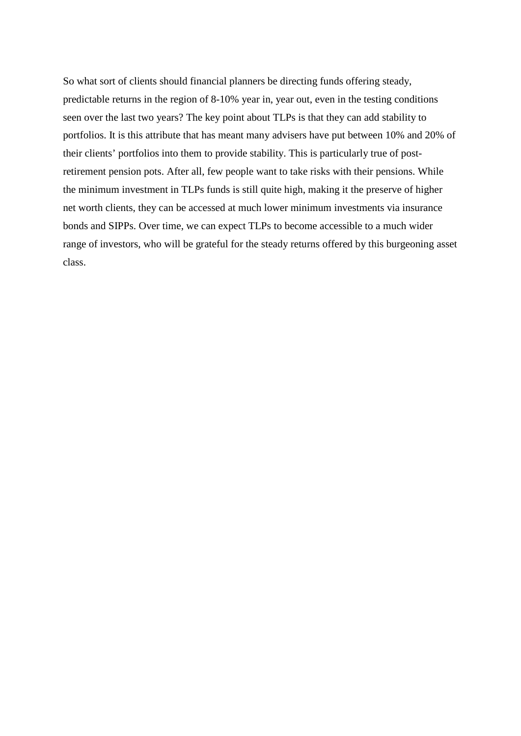So what sort of clients should financial planners be directing funds offering steady, predictable returns in the region of 8-10% year in, year out, even in the testing conditions seen over the last two years? The key point about TLPs is that they can add stability to portfolios. It is this attribute that has meant many advisers have put between 10% and 20% of their clients' portfolios into them to provide stability. This is particularly true of post-retirement pension pots. After all, few people want to take risks with their pensions. While the minimum investment in TLPs funds is still quite high, making it the preserve of higher net worth clients, they can be accessed at much lower minimum investments via insurance bonds and SIPPs. Over time, we can expect TLPs to become accessible to a much wider range of investors, who will be grateful for the steady returns offered by this burgeoning asset class.